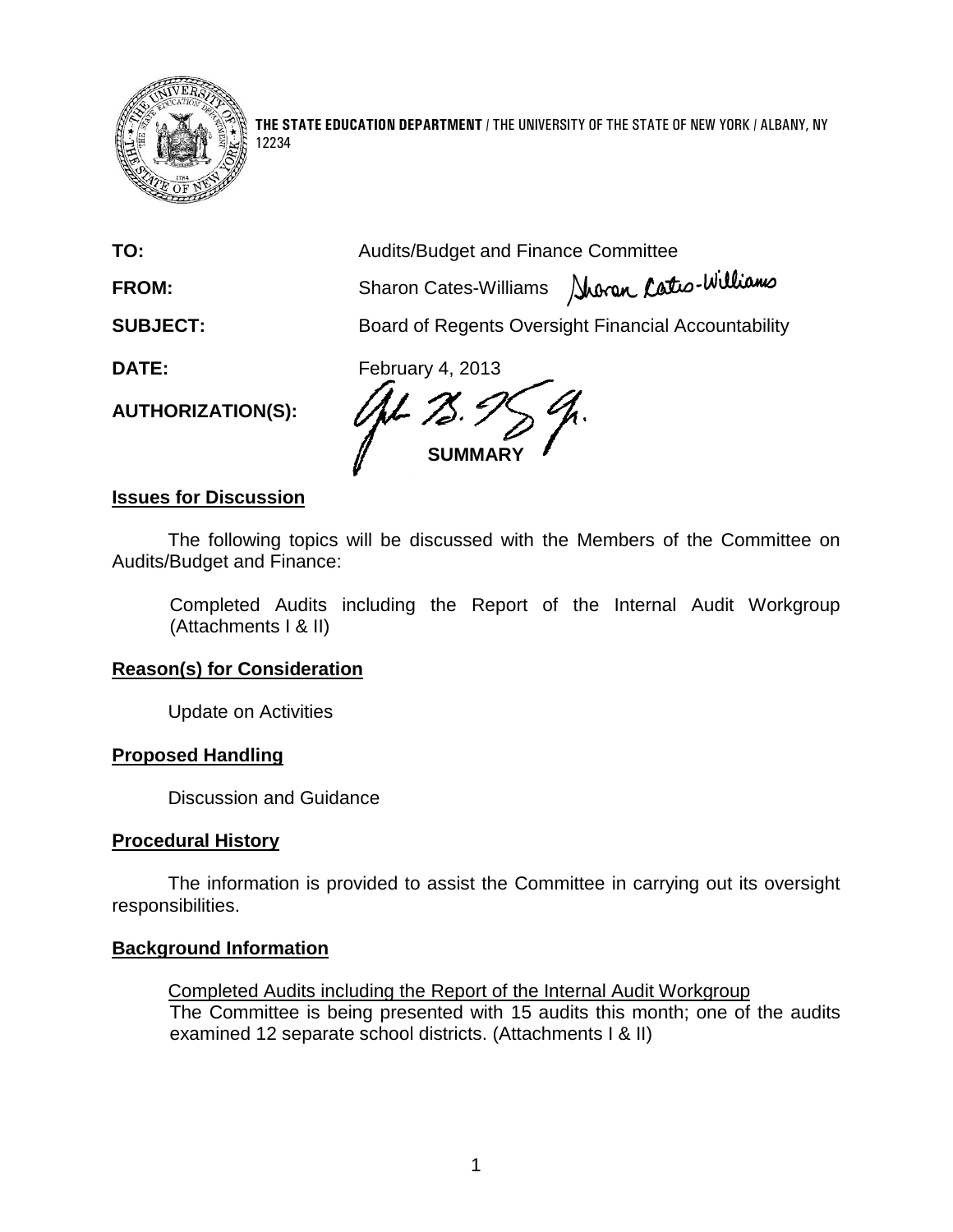**THE STATE EDUCATION DEPARTMENT** / THE UNIVERSITY OF THE STATE OF NEW YORK / ALBANY, NY 12234

**TO:** Audits/Budget and Finance Committee

**FROM:** Sharon Cates-Williams

**SUBJECT:** Board of Regents Oversight Financial Accountability

**DATE:** February 4, 2013

**AUTHORIZATION(S):**

## SUMMARY

### Issues for Discussion

The following topics will be discussed with the Members of the Committee on Audits/Budget and Finance:

Completed Audits including the Report of the Internal Audit Workgroup (Attachments I & II)

### Reason(s) for Consideration

Update on Activities

### Proposed Handling

Discussion and Guidance

### Procedural History

The information is provided to assist the Committee in carrying out its oversight responsibilities.

### Background Information

Completed Audits including the Report of the Internal Audit Workgroup

The Committee is being presented with 15 audits this month; one of the audits examined 12 separate school districts. (Attachments I & II)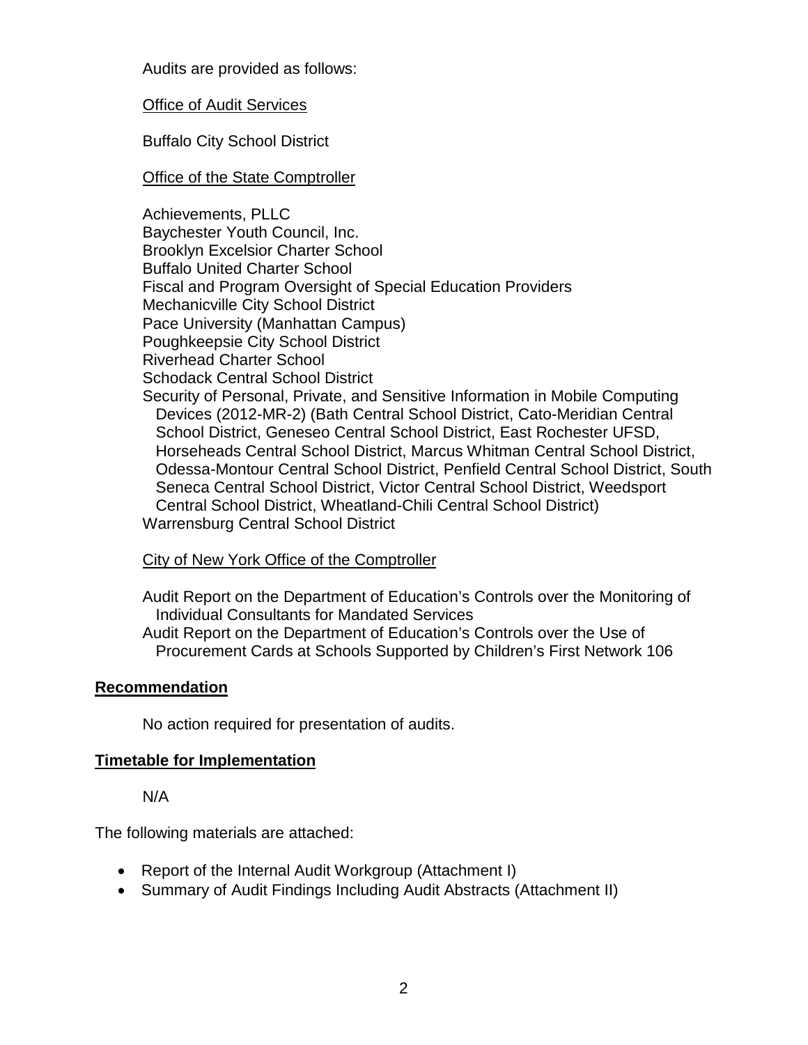Audits are provided as follows:

Office of Audit Services

Buffalo City School District

Office of the State Comptroller

Achievements, PLLC
Baychester Youth Council, Inc.
Brooklyn Excelsior Charter School
Buffalo United Charter School
Fiscal and Program Oversight of Special Education Providers
Mechanicville City School District
Pace University (Manhattan Campus)
Poughkeepsie City School District
Riverhead Charter School
Schodack Central School District
Security of Personal, Private, and Sensitive Information in Mobile Computing Devices (2012-MR-2) (Bath Central School District, Cato-Meridian Central School District, Geneseo Central School District, East Rochester UFSD, Horseheads Central School District, Marcus Whitman Central School District, Odessa-Montour Central School District, Penfield Central School District, South Seneca Central School District, Victor Central School District, Weedsport Central School District, Wheatland-Chili Central School District)
Warrensburg Central School District

City of New York Office of the Comptroller

Audit Report on the Department of Education's Controls over the Monitoring of Individual Consultants for Mandated Services
Audit Report on the Department of Education's Controls over the Use of Procurement Cards at Schools Supported by Children's First Network 106

## Recommendation

No action required for presentation of audits.

## Timetable for Implementation

N/A

The following materials are attached:

- Report of the Internal Audit Workgroup (Attachment I)
- Summary of Audit Findings Including Audit Abstracts (Attachment II)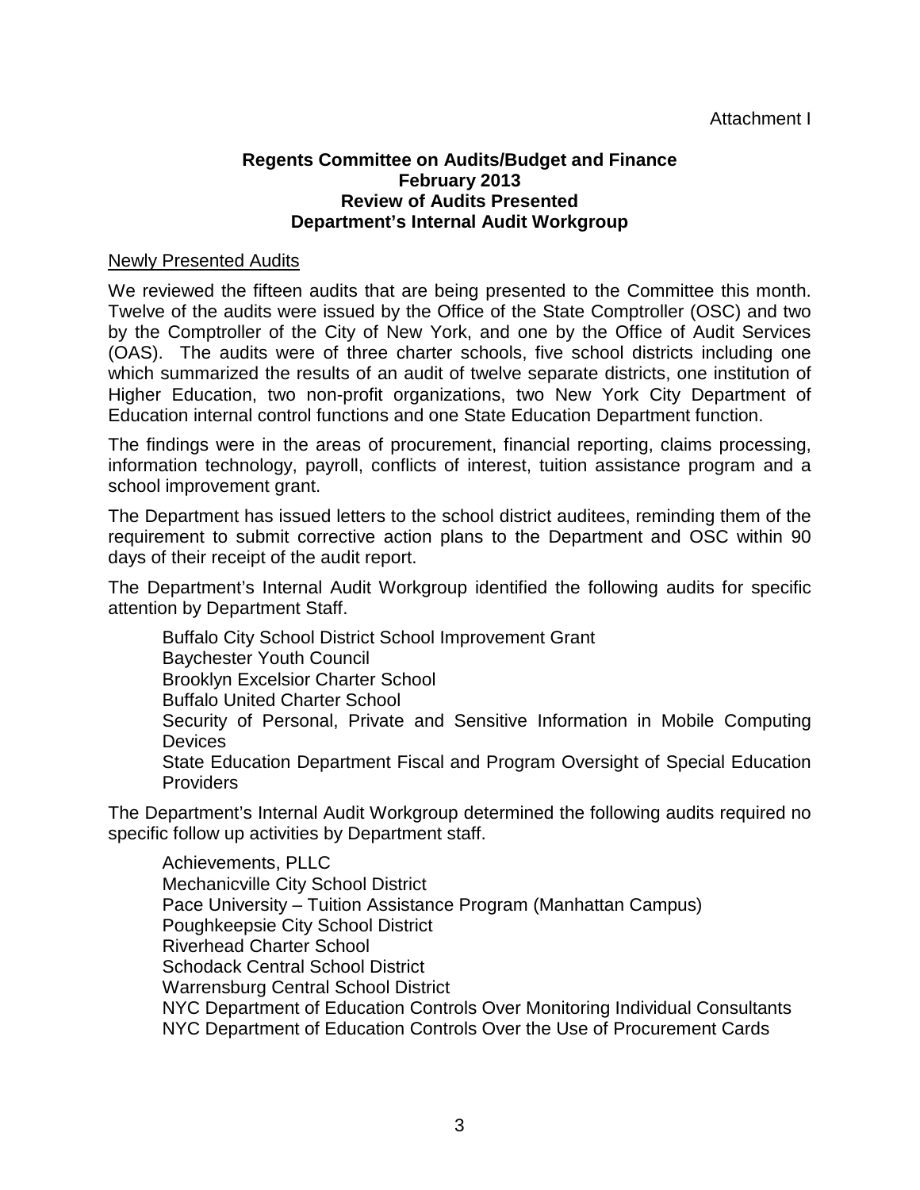Attachment I

**Regents Committee on Audits/Budget and Finance**
**February 2013**
**Review of Audits Presented**
**Department's Internal Audit Workgroup**

Newly Presented Audits

We reviewed the fifteen audits that are being presented to the Committee this month. Twelve of the audits were issued by the Office of the State Comptroller (OSC) and two by the Comptroller of the City of New York, and one by the Office of Audit Services (OAS). The audits were of three charter schools, five school districts including one which summarized the results of an audit of twelve separate districts, one institution of Higher Education, two non-profit organizations, two New York City Department of Education internal control functions and one State Education Department function.

The findings were in the areas of procurement, financial reporting, claims processing, information technology, payroll, conflicts of interest, tuition assistance program and a school improvement grant.

The Department has issued letters to the school district auditees, reminding them of the requirement to submit corrective action plans to the Department and OSC within 90 days of their receipt of the audit report.

The Department's Internal Audit Workgroup identified the following audits for specific attention by Department Staff.

- Buffalo City School District School Improvement Grant
- Baychester Youth Council
- Brooklyn Excelsior Charter School
- Buffalo United Charter School
- Security of Personal, Private and Sensitive Information in Mobile Computing Devices
- State Education Department Fiscal and Program Oversight of Special Education Providers

The Department's Internal Audit Workgroup determined the following audits required no specific follow up activities by Department staff.

- Achievements, PLLC
- Mechanicville City School District
- Pace University – Tuition Assistance Program (Manhattan Campus)
- Poughkeepsie City School District
- Riverhead Charter School
- Schodack Central School District
- Warrensburg Central School District
- NYC Department of Education Controls Over Monitoring Individual Consultants
- NYC Department of Education Controls Over the Use of Procurement Cards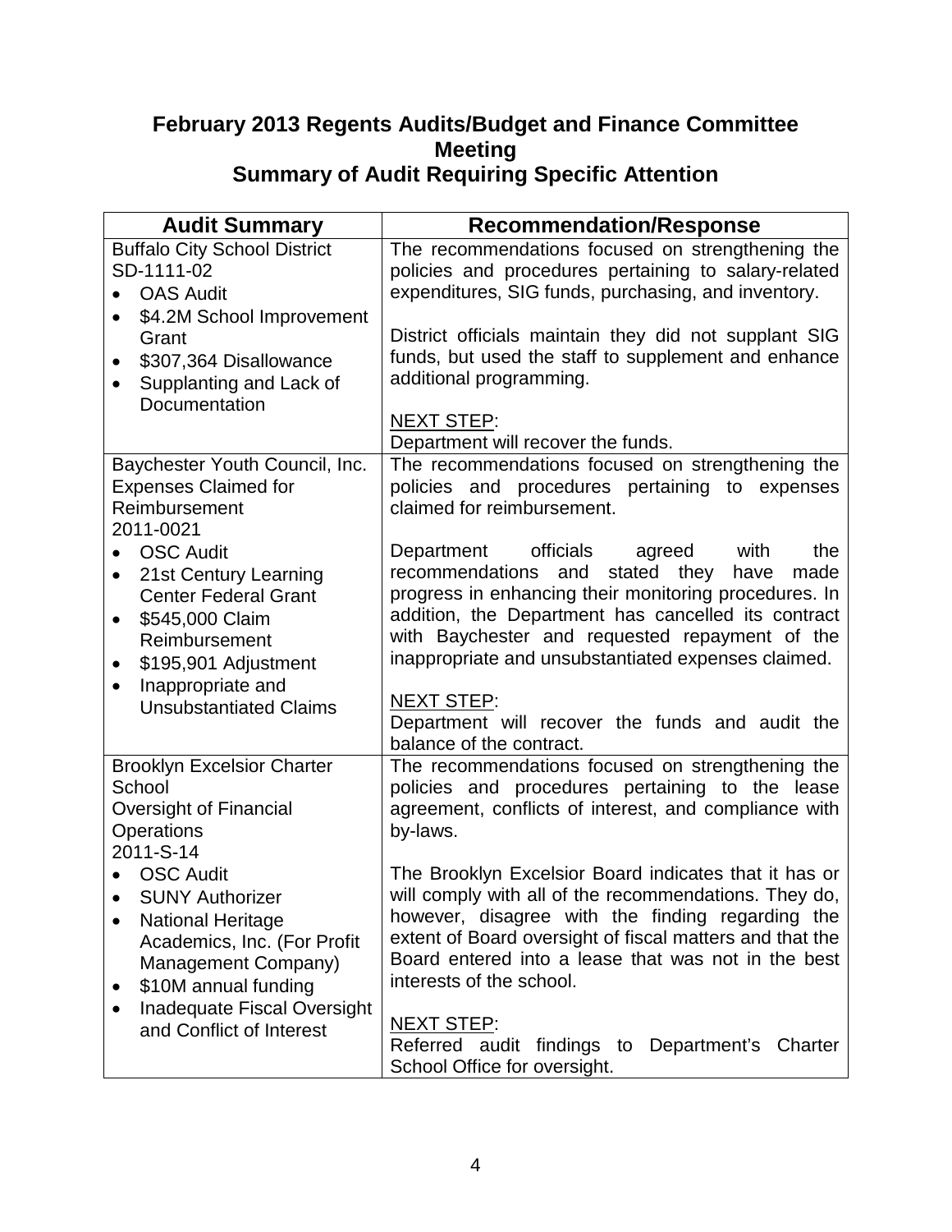# February 2013 Regents Audits/Budget and Finance Committee Meeting
## Summary of Audit Requiring Specific Attention

| Audit Summary | Recommendation/Response |
|---|---|
| Buffalo City School District<br>SD-1111-02<br>• OAS Audit<br>• $4.2M School Improvement Grant<br>• $307,364 Disallowance<br>• Supplanting and Lack of Documentation | The recommendations focused on strengthening the policies and procedures pertaining to salary-related expenditures, SIG funds, purchasing, and inventory.<br><br>District officials maintain they did not supplant SIG funds, but used the staff to supplement and enhance additional programming.<br><br><u>NEXT STEP</u>:<br>Department will recover the funds. |
| Baychester Youth Council, Inc.<br>Expenses Claimed for Reimbursement<br>2011-0021<br>• OSC Audit<br>• 21st Century Learning Center Federal Grant<br>• $545,000 Claim Reimbursement<br>• $195,901 Adjustment<br>• Inappropriate and Unsubstantiated Claims | The recommendations focused on strengthening the policies and procedures pertaining to expenses claimed for reimbursement.<br><br>Department officials agreed with the recommendations and stated they have made progress in enhancing their monitoring procedures. In addition, the Department has cancelled its contract with Baychester and requested repayment of the inappropriate and unsubstantiated expenses claimed.<br><br><u>NEXT STEP</u>:<br>Department will recover the funds and audit the balance of the contract. |
| Brooklyn Excelsior Charter School<br>Oversight of Financial Operations<br>2011-S-14<br>• OSC Audit<br>• SUNY Authorizer<br>• National Heritage Academics, Inc. (For Profit Management Company)<br>• $10M annual funding<br>• Inadequate Fiscal Oversight and Conflict of Interest | The recommendations focused on strengthening the policies and procedures pertaining to the lease agreement, conflicts of interest, and compliance with by-laws.<br><br>The Brooklyn Excelsior Board indicates that it has or will comply with all of the recommendations. They do, however, disagree with the finding regarding the extent of Board oversight of fiscal matters and that the Board entered into a lease that was not in the best interests of the school.<br><br><u>NEXT STEP</u>:<br>Referred audit findings to Department's Charter School Office for oversight. |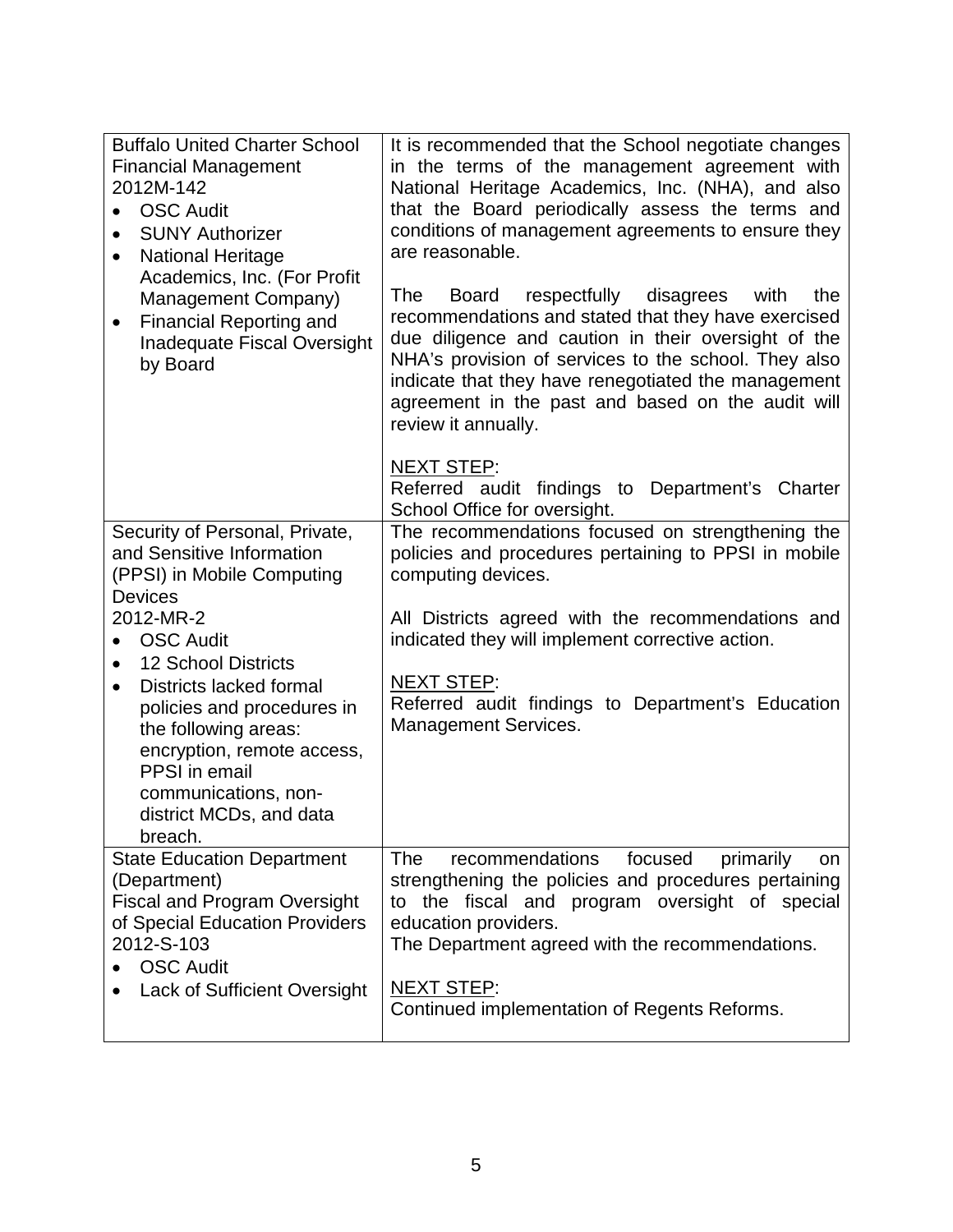| | |
|---|---|
| Buffalo United Charter School Financial Management<br>2012M-142<br>• OSC Audit<br>• SUNY Authorizer<br>• National Heritage Academics, Inc. (For Profit Management Company)<br>• Financial Reporting and Inadequate Fiscal Oversight by Board | It is recommended that the School negotiate changes in the terms of the management agreement with National Heritage Academics, Inc. (NHA), and also that the Board periodically assess the terms and conditions of management agreements to ensure they are reasonable.<br><br>The Board respectfully disagrees with the recommendations and stated that they have exercised due diligence and caution in their oversight of the NHA's provision of services to the school. They also indicate that they have renegotiated the management agreement in the past and based on the audit will review it annually.<br><br><u>NEXT STEP</u>:<br>Referred audit findings to Department's Charter School Office for oversight. |
| Security of Personal, Private, and Sensitive Information (PPSI) in Mobile Computing Devices<br>2012-MR-2<br>• OSC Audit<br>• 12 School Districts<br>• Districts lacked formal policies and procedures in the following areas: encryption, remote access, PPSI in email communications, non-district MCDs, and data breach. | The recommendations focused on strengthening the policies and procedures pertaining to PPSI in mobile computing devices.<br><br>All Districts agreed with the recommendations and indicated they will implement corrective action.<br><br><u>NEXT STEP</u>:<br>Referred audit findings to Department's Education Management Services. |
| State Education Department (Department)<br>Fiscal and Program Oversight of Special Education Providers<br>2012-S-103<br>• OSC Audit<br>• Lack of Sufficient Oversight | The recommendations focused primarily on strengthening the policies and procedures pertaining to the fiscal and program oversight of special education providers.<br>The Department agreed with the recommendations.<br><br><u>NEXT STEP</u>:<br>Continued implementation of Regents Reforms. |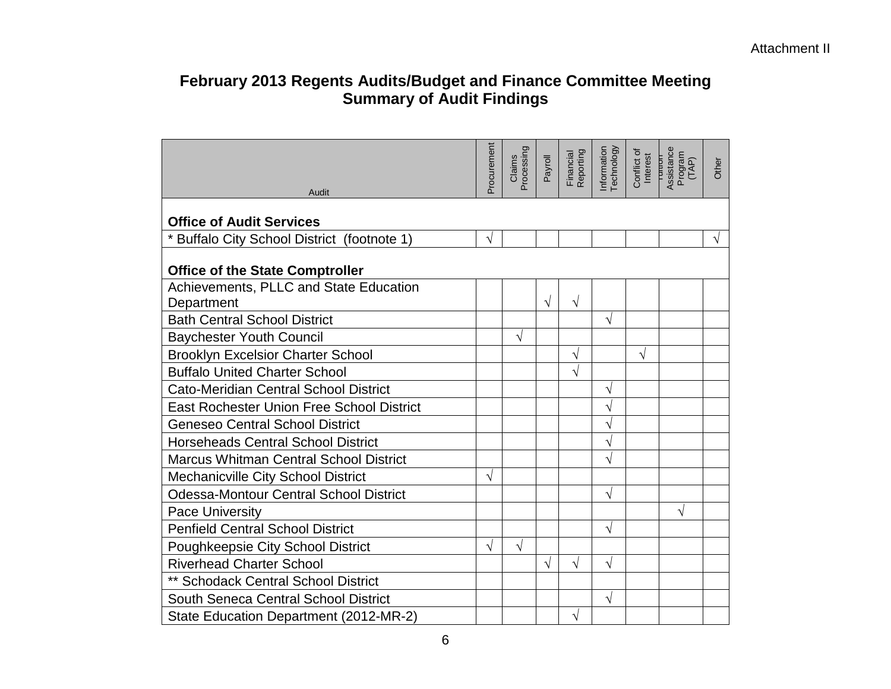Attachment II

# February 2013 Regents Audits/Budget and Finance Committee Meeting
## Summary of Audit Findings

| Audit | Procurement | Claims Processing | Payroll | Financial Reporting | Information Technology | Conflict of Interest | Tuition Assistance Program (TAP) | Other |
|---|---|---|---|---|---|---|---|---|
| **Office of Audit Services** | | | | | | | | |
| * Buffalo City School District (footnote 1) | √ | | | | | | | √ |
| **Office of the State Comptroller** | | | | | | | | |
| Achievements, PLLC and State Education Department | | | √ | √ | | | | |
| Bath Central School District | | | | | √ | | | |
| Baychester Youth Council | | √ | | | | | | |
| Brooklyn Excelsior Charter School | | | | √ | | √ | | |
| Buffalo United Charter School | | | | √ | | | | |
| Cato-Meridian Central School District | | | | | √ | | | |
| East Rochester Union Free School District | | | | | √ | | | |
| Geneseo Central School District | | | | | √ | | | |
| Horseheads Central School District | | | | | √ | | | |
| Marcus Whitman Central School District | | | | | √ | | | |
| Mechanicville City School District | √ | | | | | | | |
| Odessa-Montour Central School District | | | | | √ | | | |
| Pace University | | | | | | | √ | |
| Penfield Central School District | | | | | √ | | | |
| Poughkeepsie City School District | √ | √ | | | | | | |
| Riverhead Charter School | | | √ | √ | √ | | | |
| ** Schodack Central School District | | | | | | | | |
| South Seneca Central School District | | | | | √ | | | |
| State Education Department (2012-MR-2) | | | | √ | | | | |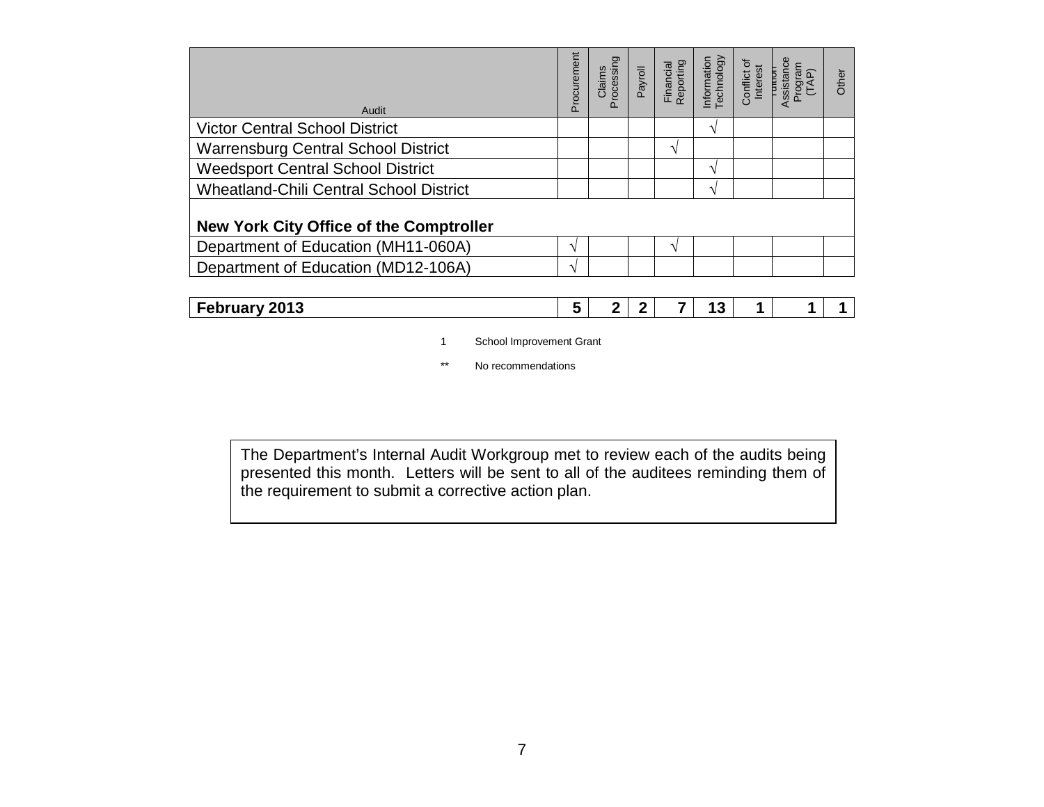| Audit | Procurement | Claims Processing | Payroll | Financial Reporting | Information Technology | Conflict of Interest | Tuition Assistance Program (TAP) | Other |
|---|---|---|---|---|---|---|---|---|
| Victor Central School District | | | | | √ | | | |
| Warrensburg Central School District | | | | √ | | | | |
| Weedsport Central School District | | | | | √ | | | |
| Wheatland-Chili Central School District | | | | | √ | | | |
| **New York City Office of the Comptroller** | | | | | | | | |
| Department of Education (MH11-060A) | √ | | | √ | | | | |
| Department of Education (MD12-106A) | √ | | | | | | | |
| **February 2013** | **5** | **2** | **2** | **7** | **13** | **1** | **1** | **1** |

1 School Improvement Grant

** No recommendations

The Department's Internal Audit Workgroup met to review each of the audits being presented this month. Letters will be sent to all of the auditees reminding them of the requirement to submit a corrective action plan.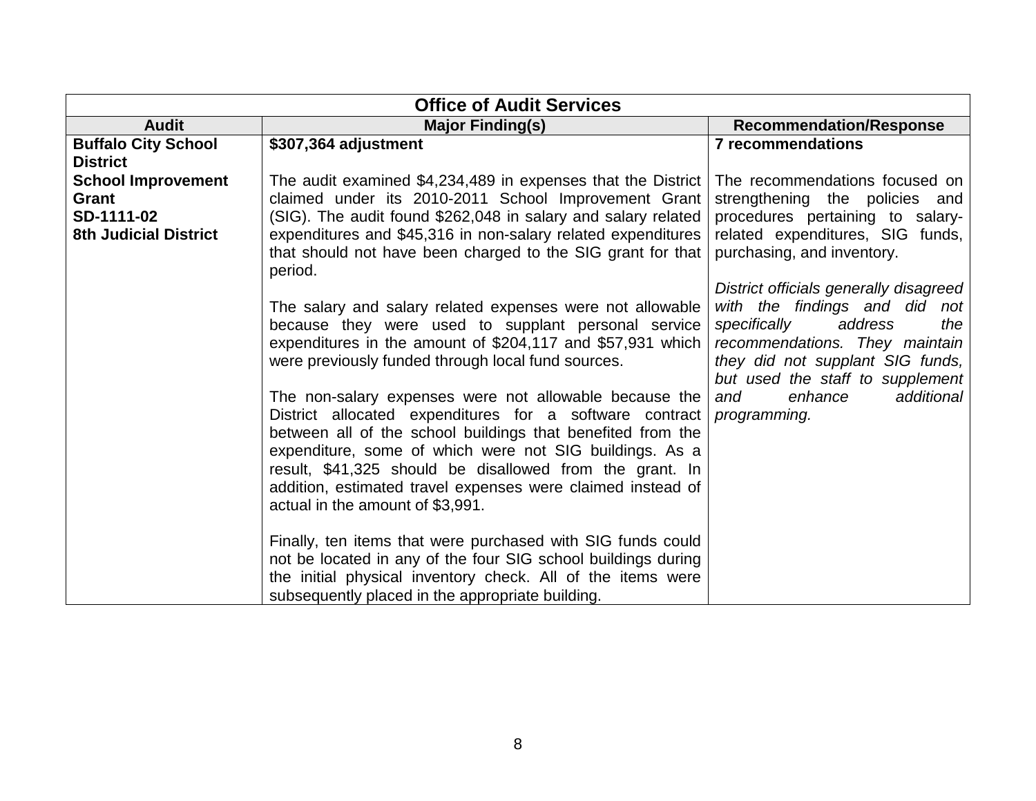| Office of Audit Services | | |
|---|---|---|
| **Audit** | **Major Finding(s)** | **Recommendation/Response** |
| **Buffalo City School District**<br>**School Improvement Grant**<br>**SD-1111-02**<br>**8th Judicial District** | **$307,364 adjustment**<br><br>The audit examined $4,234,489 in expenses that the District claimed under its 2010-2011 School Improvement Grant (SIG). The audit found $262,048 in salary and salary related expenditures and $45,316 in non-salary related expenditures that should not have been charged to the SIG grant for that period.<br><br>The salary and salary related expenses were not allowable because they were used to supplant personal service expenditures in the amount of $204,117 and $57,931 which were previously funded through local fund sources.<br><br>The non-salary expenses were not allowable because the District allocated expenditures for a software contract between all of the school buildings that benefited from the expenditure, some of which were not SIG buildings. As a result, $41,325 should be disallowed from the grant. In addition, estimated travel expenses were claimed instead of actual in the amount of $3,991.<br><br>Finally, ten items that were purchased with SIG funds could not be located in any of the four SIG school buildings during the initial physical inventory check. All of the items were subsequently placed in the appropriate building. | **7 recommendations**<br><br>The recommendations focused on strengthening the policies and procedures pertaining to salary-related expenditures, SIG funds, purchasing, and inventory.<br><br>*District officials generally disagreed with the findings and did not specifically address the recommendations. They maintain they did not supplant SIG funds, but used the staff to supplement and enhance additional programming.* |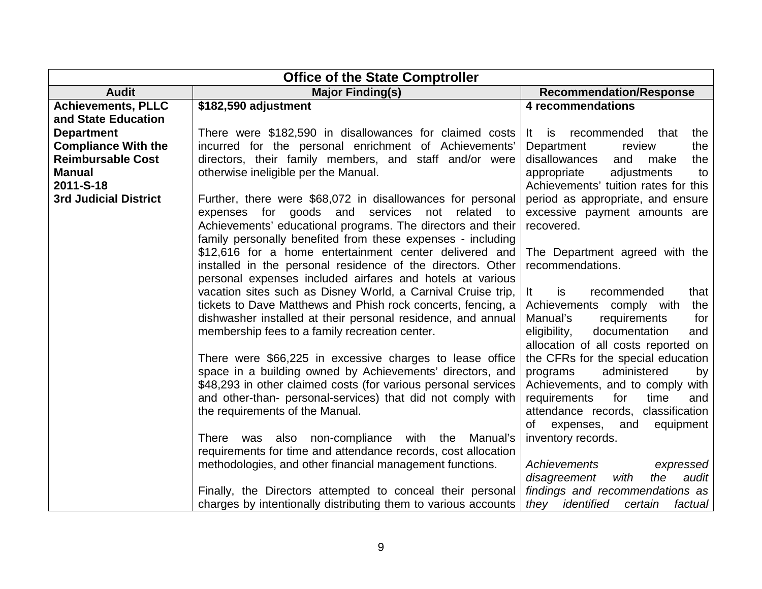| Office of the State Comptroller | | |
|---|---|---|
| **Audit** | **Major Finding(s)** | **Recommendation/Response** |
| **Achievements, PLLC and State Education Department Compliance With the Reimbursable Cost Manual**<br>**2011-S-18**<br>**3rd Judicial District** | **$182,590 adjustment**<br><br>There were $182,590 in disallowances for claimed costs incurred for the personal enrichment of Achievements' directors, their family members, and staff and/or were otherwise ineligible per the Manual.<br><br>Further, there were $68,072 in disallowances for personal expenses for goods and services not related to Achievements' educational programs. The directors and their family personally benefited from these expenses - including $12,616 for a home entertainment center delivered and installed in the personal residence of the directors. Other personal expenses included airfares and hotels at various vacation sites such as Disney World, a Carnival Cruise trip, tickets to Dave Matthews and Phish rock concerts, fencing, a dishwasher installed at their personal residence, and annual membership fees to a family recreation center.<br><br>There were $66,225 in excessive charges to lease office space in a building owned by Achievements' directors, and $48,293 in other claimed costs (for various personal services and other-than- personal-services) that did not comply with the requirements of the Manual.<br><br>There was also non-compliance with the Manual's requirements for time and attendance records, cost allocation methodologies, and other financial management functions.<br><br>Finally, the Directors attempted to conceal their personal charges by intentionally distributing them to various accounts | **4 recommendations**<br><br>It is recommended that the Department review the disallowances and make the appropriate adjustments to Achievements' tuition rates for this period as appropriate, and ensure excessive payment amounts are recovered.<br><br>The Department agreed with the recommendations.<br><br>It is recommended that Achievements comply with the Manual's requirements for eligibility, documentation and allocation of all costs reported on the CFRs for the special education programs administered by Achievements, and to comply with requirements for time and attendance records, classification of expenses, and equipment inventory records.<br><br>*Achievements expressed disagreement with the audit findings and recommendations as they identified certain factual* |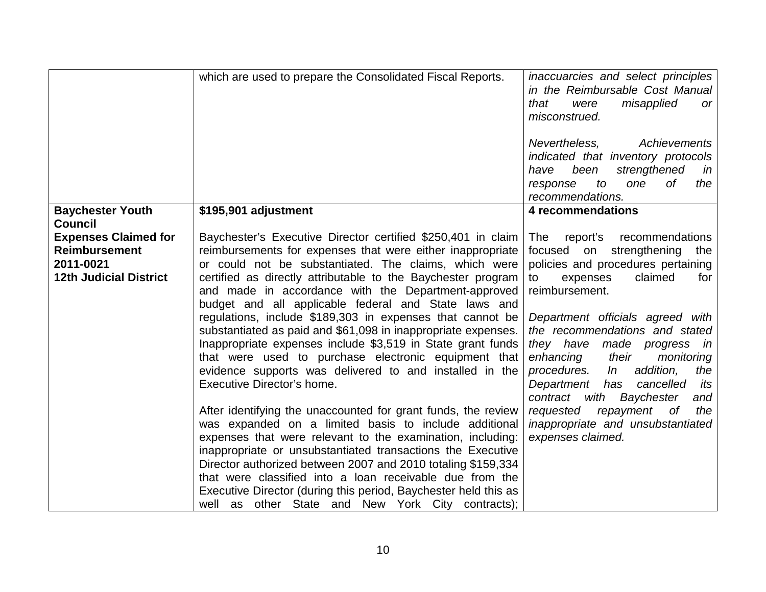| | | |
|---|---|---|
| | which are used to prepare the Consolidated Fiscal Reports. | *inaccuarcies and select principles in the Reimbursable Cost Manual that were misapplied or misconstrued.*<br><br>*Nevertheless, Achievements indicated that inventory protocols have been strengthened in response to one of the recommendations.* |
| **Baychester Youth Council**<br>**Expenses Claimed for Reimbursement**<br>**2011-0021**<br>**12th Judicial District** | **$195,901 adjustment**<br><br>Baychester's Executive Director certified $250,401 in claim reimbursements for expenses that were either inappropriate or could not be substantiated. The claims, which were certified as directly attributable to the Baychester program and made in accordance with the Department-approved budget and all applicable federal and State laws and regulations, include $189,303 in expenses that cannot be substantiated as paid and $61,098 in inappropriate expenses. Inappropriate expenses include $3,519 in State grant funds that were used to purchase electronic equipment that evidence supports was delivered to and installed in the Executive Director's home.<br><br>After identifying the unaccounted for grant funds, the review was expanded on a limited basis to include additional expenses that were relevant to the examination, including: inappropriate or unsubstantiated transactions the Executive Director authorized between 2007 and 2010 totaling $159,334 that were classified into a loan receivable due from the Executive Director (during this period, Baychester held this as well as other State and New York City contracts); | **4 recommendations**<br><br>The report's recommendations focused on strengthening the policies and procedures pertaining to expenses claimed for reimbursement.<br><br>*Department officials agreed with the recommendations and stated they have made progress in enhancing their monitoring procedures. In addition, the Department has cancelled its contract with Baychester and requested repayment of the inappropriate and unsubstantiated expenses claimed.* |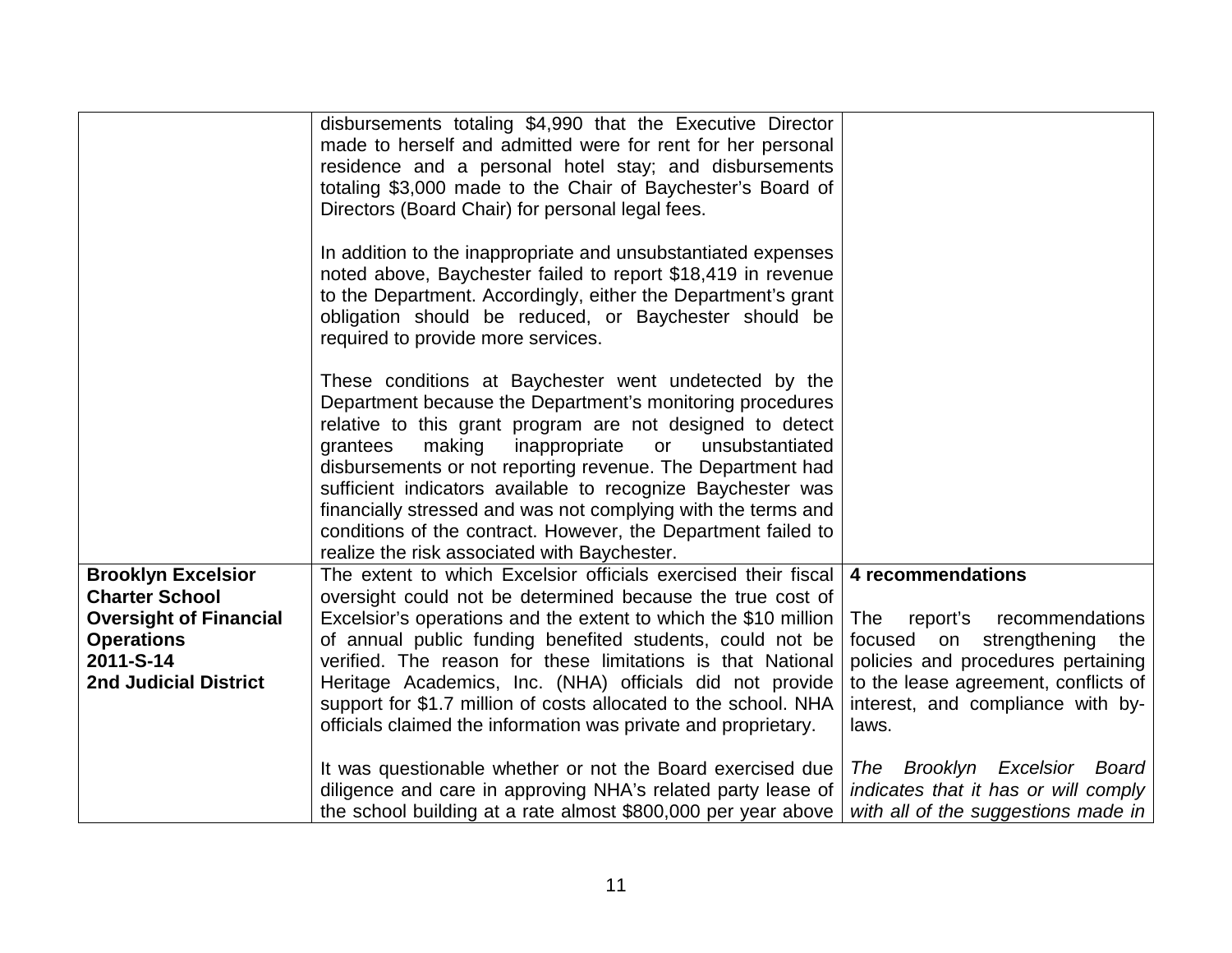| | | |
|---|---|---|
| | disbursements totaling $4,990 that the Executive Director made to herself and admitted were for rent for her personal residence and a personal hotel stay; and disbursements totaling $3,000 made to the Chair of Baychester's Board of Directors (Board Chair) for personal legal fees.<br><br>In addition to the inappropriate and unsubstantiated expenses noted above, Baychester failed to report $18,419 in revenue to the Department. Accordingly, either the Department's grant obligation should be reduced, or Baychester should be required to provide more services.<br><br>These conditions at Baychester went undetected by the Department because the Department's monitoring procedures relative to this grant program are not designed to detect grantees making inappropriate or unsubstantiated disbursements or not reporting revenue. The Department had sufficient indicators available to recognize Baychester was financially stressed and was not complying with the terms and conditions of the contract. However, the Department failed to realize the risk associated with Baychester. | |
| **Brooklyn Excelsior Charter School Oversight of Financial Operations 2011-S-14 2nd Judicial District** | The extent to which Excelsior officials exercised their fiscal oversight could not be determined because the true cost of Excelsior's operations and the extent to which the $10 million of annual public funding benefited students, could not be verified. The reason for these limitations is that National Heritage Academics, Inc. (NHA) officials did not provide support for $1.7 million of costs allocated to the school. NHA officials claimed the information was private and proprietary.<br><br>It was questionable whether or not the Board exercised due diligence and care in approving NHA's related party lease of the school building at a rate almost $800,000 per year above | **4 recommendations**<br><br>The report's recommendations focused on strengthening the policies and procedures pertaining to the lease agreement, conflicts of interest, and compliance with by-laws.<br><br>*The Brooklyn Excelsior Board indicates that it has or will comply with all of the suggestions made in* |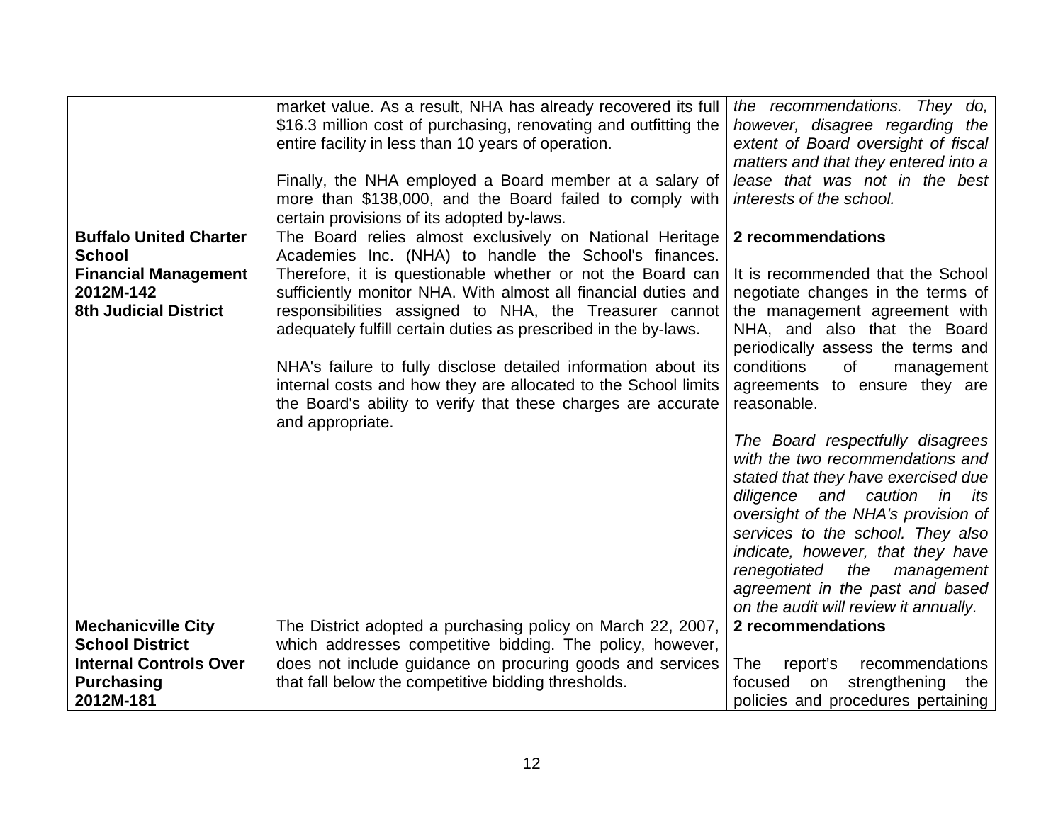| | | |
|---|---|---|
| | market value. As a result, NHA has already recovered its full \$16.3 million cost of purchasing, renovating and outfitting the entire facility in less than 10 years of operation.<br><br>Finally, the NHA employed a Board member at a salary of more than \$138,000, and the Board failed to comply with certain provisions of its adopted by-laws. | *the recommendations. They do, however, disagree regarding the extent of Board oversight of fiscal matters and that they entered into a lease that was not in the best interests of the school.* |
| **Buffalo United Charter School**<br>**Financial Management**<br>**2012M-142**<br>**8th Judicial District** | The Board relies almost exclusively on National Heritage Academies Inc. (NHA) to handle the School's finances. Therefore, it is questionable whether or not the Board can sufficiently monitor NHA. With almost all financial duties and responsibilities assigned to NHA, the Treasurer cannot adequately fulfill certain duties as prescribed in the by-laws.<br><br>NHA's failure to fully disclose detailed information about its internal costs and how they are allocated to the School limits the Board's ability to verify that these charges are accurate and appropriate. | **2 recommendations**<br><br>It is recommended that the School negotiate changes in the terms of the management agreement with NHA, and also that the Board periodically assess the terms and conditions of management agreements to ensure they are reasonable.<br><br>*The Board respectfully disagrees with the two recommendations and stated that they have exercised due diligence and caution in its oversight of the NHA's provision of services to the school. They also indicate, however, that they have renegotiated the management agreement in the past and based on the audit will review it annually.* |
| **Mechanicville City School District**<br>**Internal Controls Over Purchasing**<br>**2012M-181** | The District adopted a purchasing policy on March 22, 2007, which addresses competitive bidding. The policy, however, does not include guidance on procuring goods and services that fall below the competitive bidding thresholds. | **2 recommendations**<br><br>The report's recommendations focused on strengthening the policies and procedures pertaining |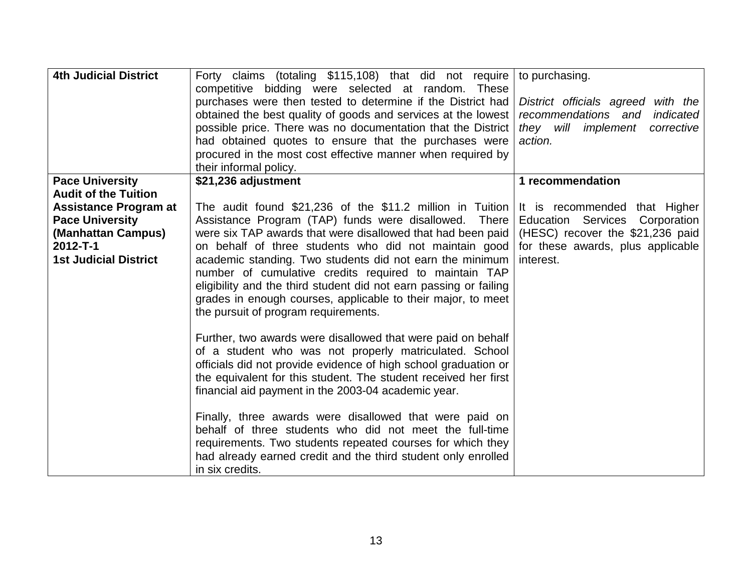| | | |
|---|---|---|
| **4th Judicial District** | Forty claims (totaling $115,108) that did not require competitive bidding were selected at random. These purchases were then tested to determine if the District had obtained the best quality of goods and services at the lowest possible price. There was no documentation that the District had obtained quotes to ensure that the purchases were procured in the most cost effective manner when required by their informal policy. | to purchasing.<br><br>*District officials agreed with the recommendations and indicated they will implement corrective action.* |
| **Pace University Audit of the Tuition Assistance Program at Pace University (Manhattan Campus) 2012-T-1 1st Judicial District** | **$21,236 adjustment**<br><br>The audit found $21,236 of the $11.2 million in Tuition Assistance Program (TAP) funds were disallowed. There were six TAP awards that were disallowed that had been paid on behalf of three students who did not maintain good academic standing. Two students did not earn the minimum number of cumulative credits required to maintain TAP eligibility and the third student did not earn passing or failing grades in enough courses, applicable to their major, to meet the pursuit of program requirements.<br><br>Further, two awards were disallowed that were paid on behalf of a student who was not properly matriculated. School officials did not provide evidence of high school graduation or the equivalent for this student. The student received her first financial aid payment in the 2003-04 academic year.<br><br>Finally, three awards were disallowed that were paid on behalf of three students who did not meet the full-time requirements. Two students repeated courses for which they had already earned credit and the third student only enrolled in six credits. | **1 recommendation**<br><br>It is recommended that Higher Education Services Corporation (HESC) recover the $21,236 paid for these awards, plus applicable interest. |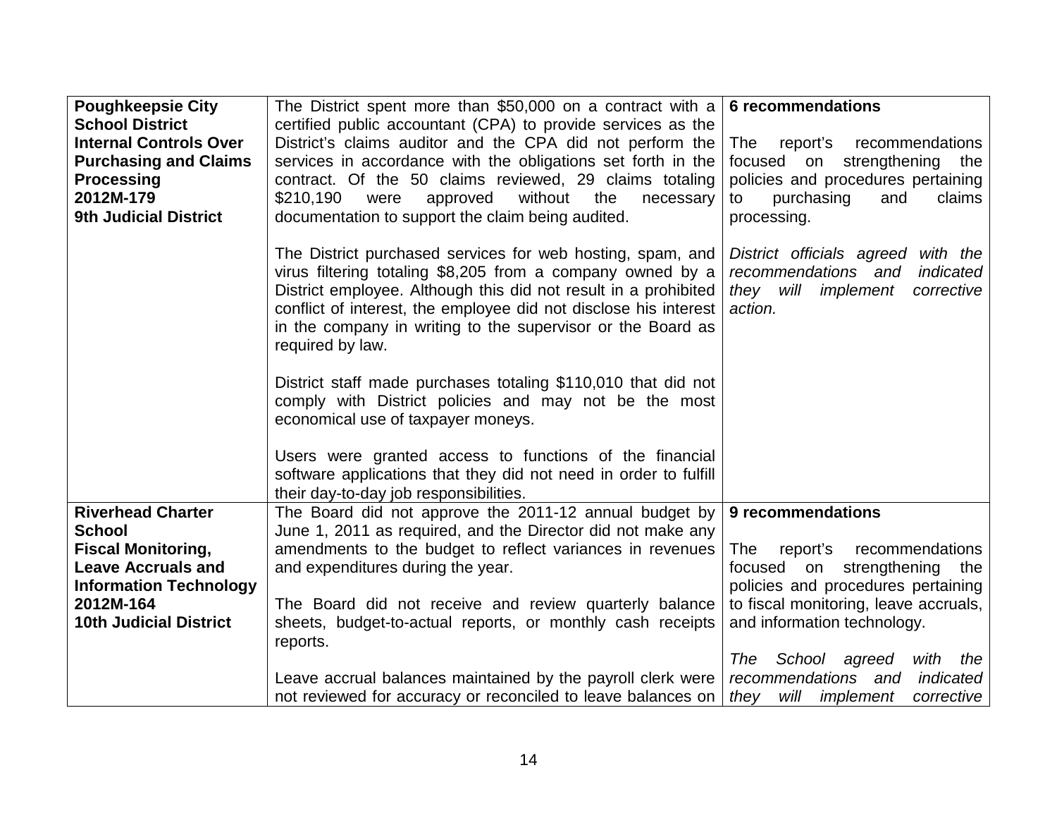| | | |
|---|---|---|
| **Poughkeepsie City School District**<br>**Internal Controls Over Purchasing and Claims Processing**<br>**2012M-179**<br>**9th Judicial District** | The District spent more than $50,000 on a contract with a certified public accountant (CPA) to provide services as the District's claims auditor and the CPA did not perform the services in accordance with the obligations set forth in the contract. Of the 50 claims reviewed, 29 claims totaling $210,190 were approved without the necessary documentation to support the claim being audited.<br><br>The District purchased services for web hosting, spam, and virus filtering totaling $8,205 from a company owned by a District employee. Although this did not result in a prohibited conflict of interest, the employee did not disclose his interest in the company in writing to the supervisor or the Board as required by law.<br><br>District staff made purchases totaling $110,010 that did not comply with District policies and may not be the most economical use of taxpayer moneys.<br><br>Users were granted access to functions of the financial software applications that they did not need in order to fulfill their day-to-day job responsibilities. | **6 recommendations**<br><br>The report's recommendations focused on strengthening the policies and procedures pertaining to purchasing and claims processing.<br><br>*District officials agreed with the recommendations and indicated they will implement corrective action.* |
| **Riverhead Charter School**<br>**Fiscal Monitoring, Leave Accruals and Information Technology**<br>**2012M-164**<br>**10th Judicial District** | The Board did not approve the 2011-12 annual budget by June 1, 2011 as required, and the Director did not make any amendments to the budget to reflect variances in revenues and expenditures during the year.<br><br>The Board did not receive and review quarterly balance sheets, budget-to-actual reports, or monthly cash receipts reports.<br><br>Leave accrual balances maintained by the payroll clerk were not reviewed for accuracy or reconciled to leave balances on | **9 recommendations**<br><br>The report's recommendations focused on strengthening the policies and procedures pertaining to fiscal monitoring, leave accruals, and information technology.<br><br>*The School agreed with the recommendations and indicated they will implement corrective* |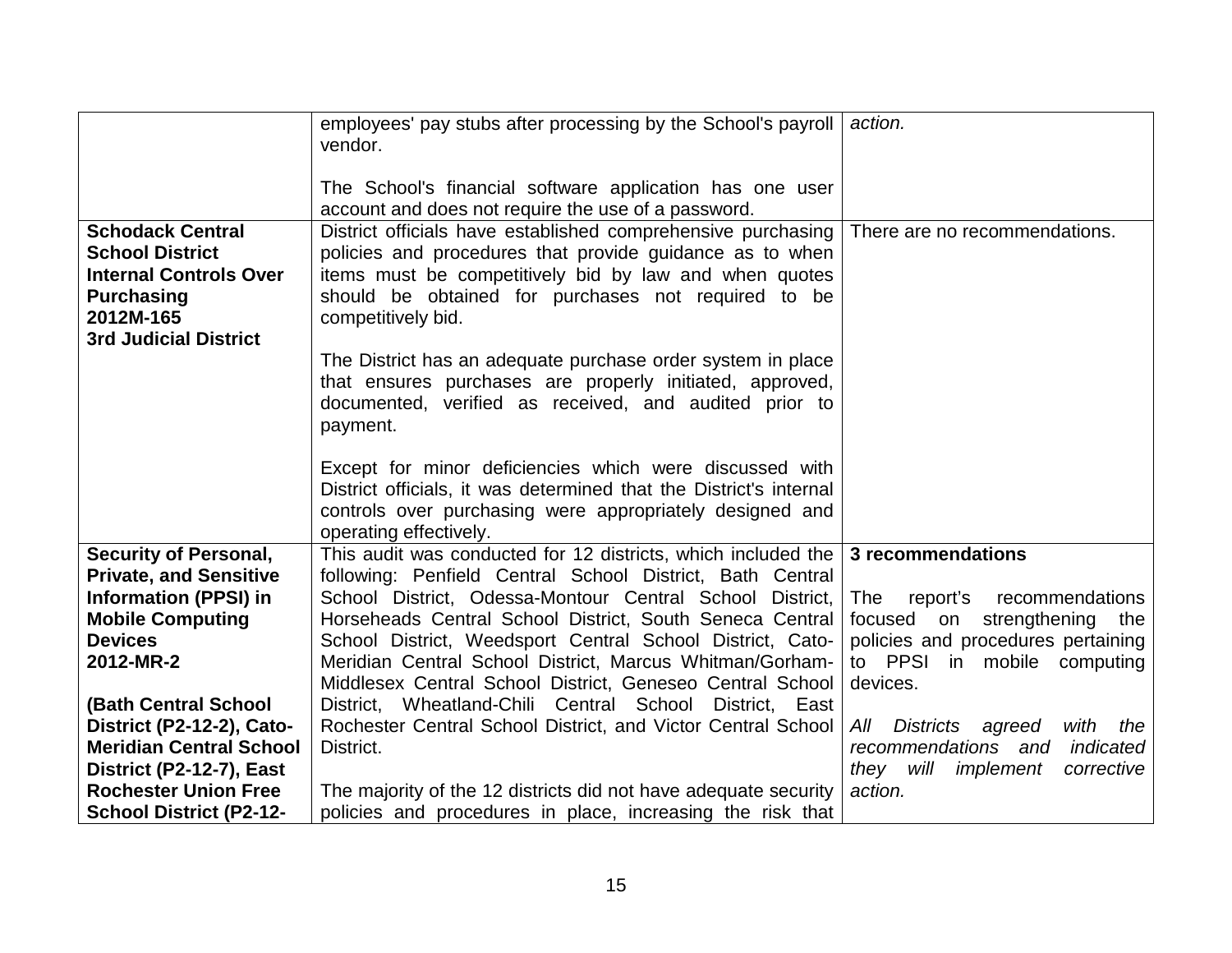| | | |
|---|---|---|
| | employees' pay stubs after processing by the School's payroll vendor.<br><br>The School's financial software application has one user account and does not require the use of a password. | *action.* |
| **Schodack Central School District Internal Controls Over Purchasing 2012M-165 3rd Judicial District** | District officials have established comprehensive purchasing policies and procedures that provide guidance as to when items must be competitively bid by law and when quotes should be obtained for purchases not required to be competitively bid.<br><br>The District has an adequate purchase order system in place that ensures purchases are properly initiated, approved, documented, verified as received, and audited prior to payment.<br><br>Except for minor deficiencies which were discussed with District officials, it was determined that the District's internal controls over purchasing were appropriately designed and operating effectively. | There are no recommendations. |
| **Security of Personal, Private, and Sensitive Information (PPSI) in Mobile Computing Devices 2012-MR-2**<br><br>**(Bath Central School District (P2-12-2), Cato-Meridian Central School District (P2-12-7), East Rochester Union Free School District (P2-12-** | This audit was conducted for 12 districts, which included the following: Penfield Central School District, Bath Central School District, Odessa-Montour Central School District, Horseheads Central School District, South Seneca Central School District, Weedsport Central School District, Cato-Meridian Central School District, Marcus Whitman/Gorham-Middlesex Central School District, Geneseo Central School District, Wheatland-Chili Central School District, East Rochester Central School District, and Victor Central School District.<br><br>The majority of the 12 districts did not have adequate security policies and procedures in place, increasing the risk that | **3 recommendations**<br><br>The report's recommendations focused on strengthening the policies and procedures pertaining to PPSI in mobile computing devices.<br><br>*All Districts agreed with the recommendations and indicated they will implement corrective action.* |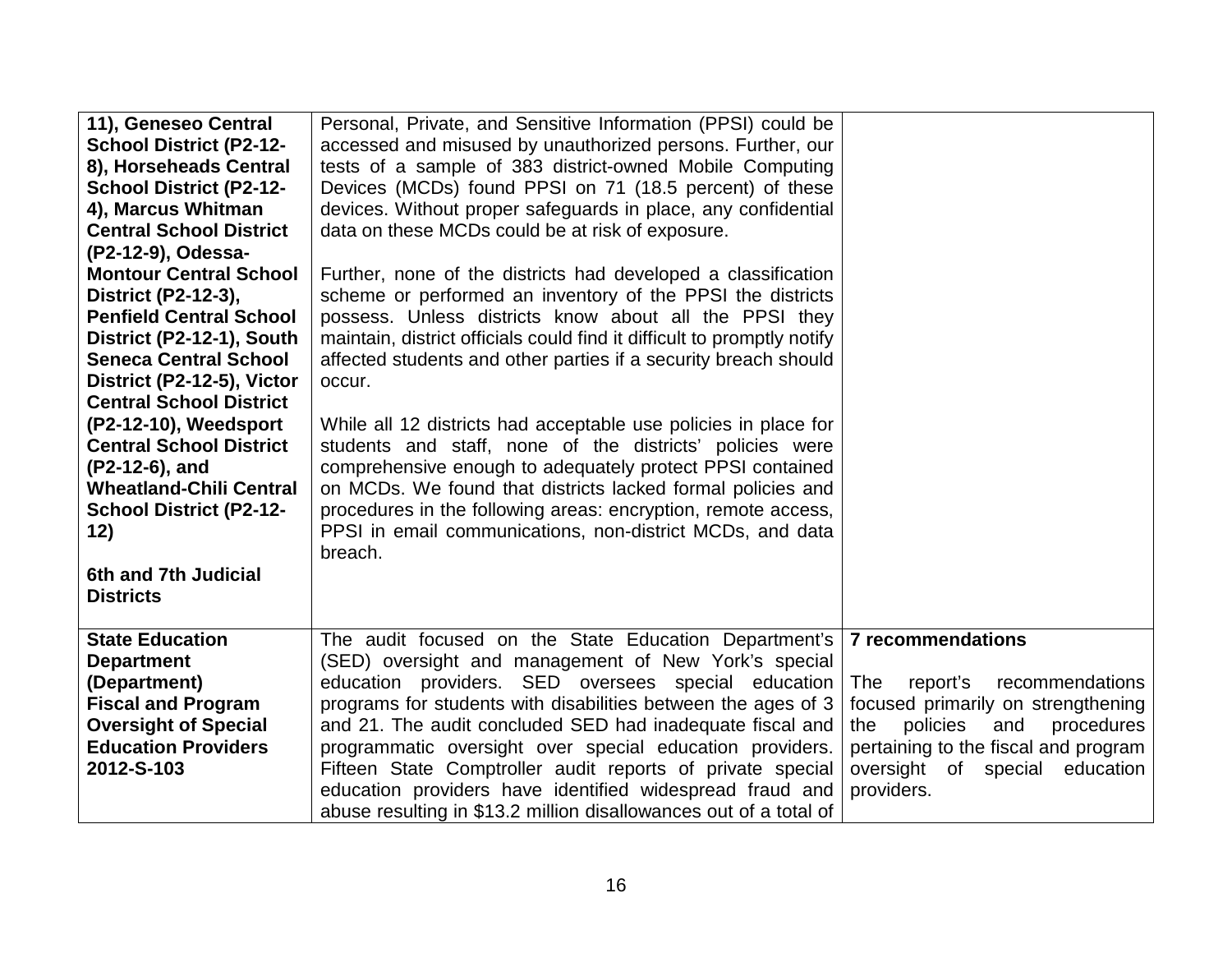| | | |
|---|---|---|
| **11), Geneseo Central School District (P2-12-8), Horseheads Central School District (P2-12-4), Marcus Whitman Central School District (P2-12-9), Odessa-Montour Central School District (P2-12-3), Penfield Central School District (P2-12-1), South Seneca Central School District (P2-12-5), Victor Central School District (P2-12-10), Weedsport Central School District (P2-12-6), and Wheatland-Chili Central School District (P2-12-12)**<br><br>**6th and 7th Judicial Districts** | Personal, Private, and Sensitive Information (PPSI) could be accessed and misused by unauthorized persons. Further, our tests of a sample of 383 district-owned Mobile Computing Devices (MCDs) found PPSI on 71 (18.5 percent) of these devices. Without proper safeguards in place, any confidential data on these MCDs could be at risk of exposure.<br><br>Further, none of the districts had developed a classification scheme or performed an inventory of the PPSI the districts possess. Unless districts know about all the PPSI they maintain, district officials could find it difficult to promptly notify affected students and other parties if a security breach should occur.<br><br>While all 12 districts had acceptable use policies in place for students and staff, none of the districts' policies were comprehensive enough to adequately protect PPSI contained on MCDs. We found that districts lacked formal policies and procedures in the following areas: encryption, remote access, PPSI in email communications, non-district MCDs, and data breach. | |
| **State Education Department (Department) Fiscal and Program Oversight of Special Education Providers 2012-S-103** | The audit focused on the State Education Department's (SED) oversight and management of New York's special education providers. SED oversees special education programs for students with disabilities between the ages of 3 and 21. The audit concluded SED had inadequate fiscal and programmatic oversight over special education providers. Fifteen State Comptroller audit reports of private special education providers have identified widespread fraud and abuse resulting in $13.2 million disallowances out of a total of | **7 recommendations**<br><br>The report's recommendations focused primarily on strengthening the policies and procedures pertaining to the fiscal and program oversight of special education providers. |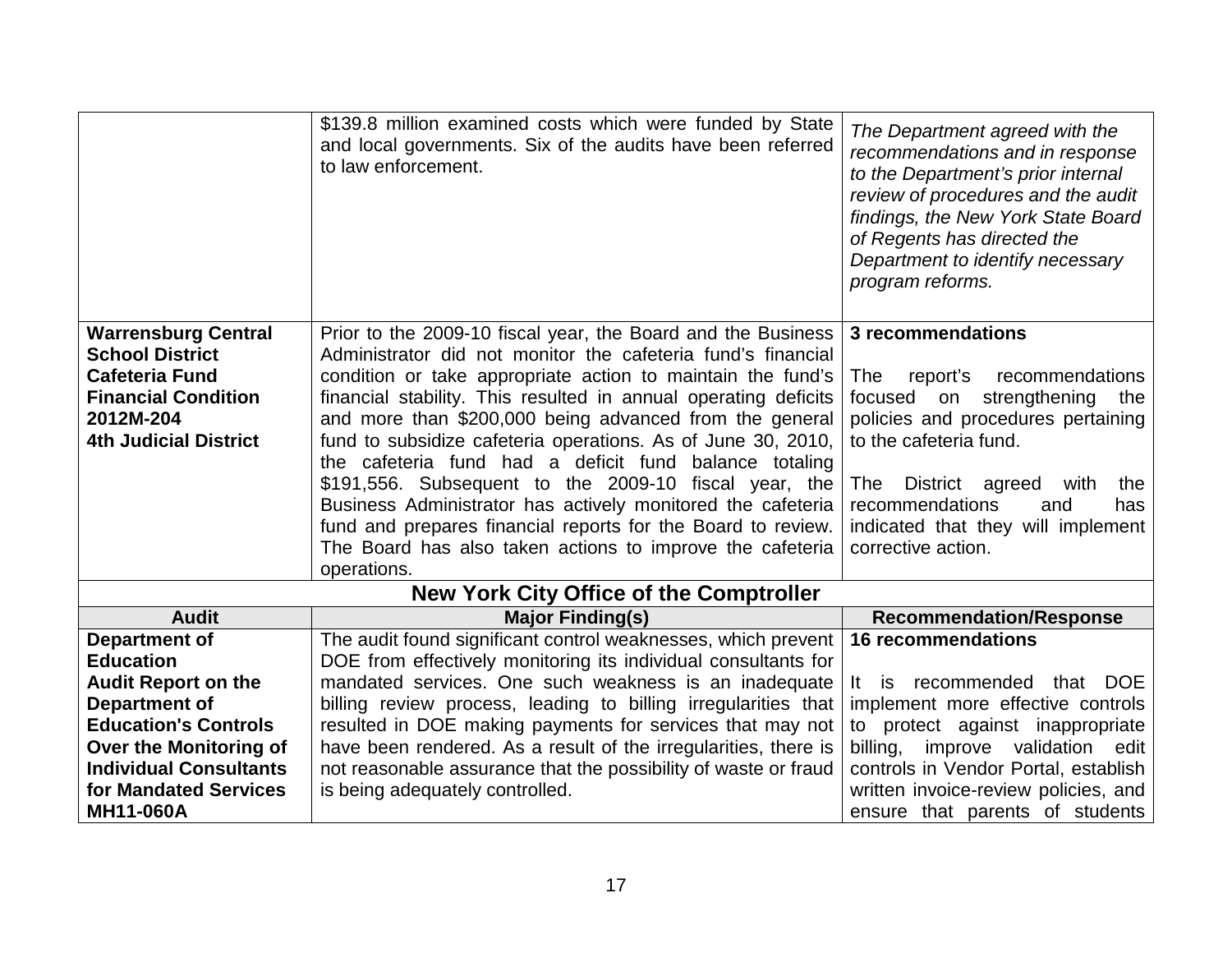| | | |
|---|---|---|
| | $139.8 million examined costs which were funded by State and local governments. Six of the audits have been referred to law enforcement. | *The Department agreed with the recommendations and in response to the Department's prior internal review of procedures and the audit findings, the New York State Board of Regents has directed the Department to identify necessary program reforms.* |
| **Warrensburg Central School District Cafeteria Fund Financial Condition 2012M-204 4th Judicial District** | Prior to the 2009-10 fiscal year, the Board and the Business Administrator did not monitor the cafeteria fund's financial condition or take appropriate action to maintain the fund's financial stability. This resulted in annual operating deficits and more than $200,000 being advanced from the general fund to subsidize cafeteria operations. As of June 30, 2010, the cafeteria fund had a deficit fund balance totaling $191,556. Subsequent to the 2009-10 fiscal year, the Business Administrator has actively monitored the cafeteria fund and prepares financial reports for the Board to review. The Board has also taken actions to improve the cafeteria operations. | **3 recommendations**<br><br>The report's recommendations focused on strengthening the policies and procedures pertaining to the cafeteria fund.<br><br>The District agreed with the recommendations and has indicated that they will implement corrective action. |

## New York City Office of the Comptroller

| Audit | Major Finding(s) | Recommendation/Response |
|---|---|---|
| **Department of Education Audit Report on the Department of Education's Controls Over the Monitoring of Individual Consultants for Mandated Services MH11-060A** | The audit found significant control weaknesses, which prevent DOE from effectively monitoring its individual consultants for mandated services. One such weakness is an inadequate billing review process, leading to billing irregularities that resulted in DOE making payments for services that may not have been rendered. As a result of the irregularities, there is not reasonable assurance that the possibility of waste or fraud is being adequately controlled. | **16 recommendations**<br><br>It is recommended that DOE implement more effective controls to protect against inappropriate billing, improve validation edit controls in Vendor Portal, establish written invoice-review policies, and ensure that parents of students |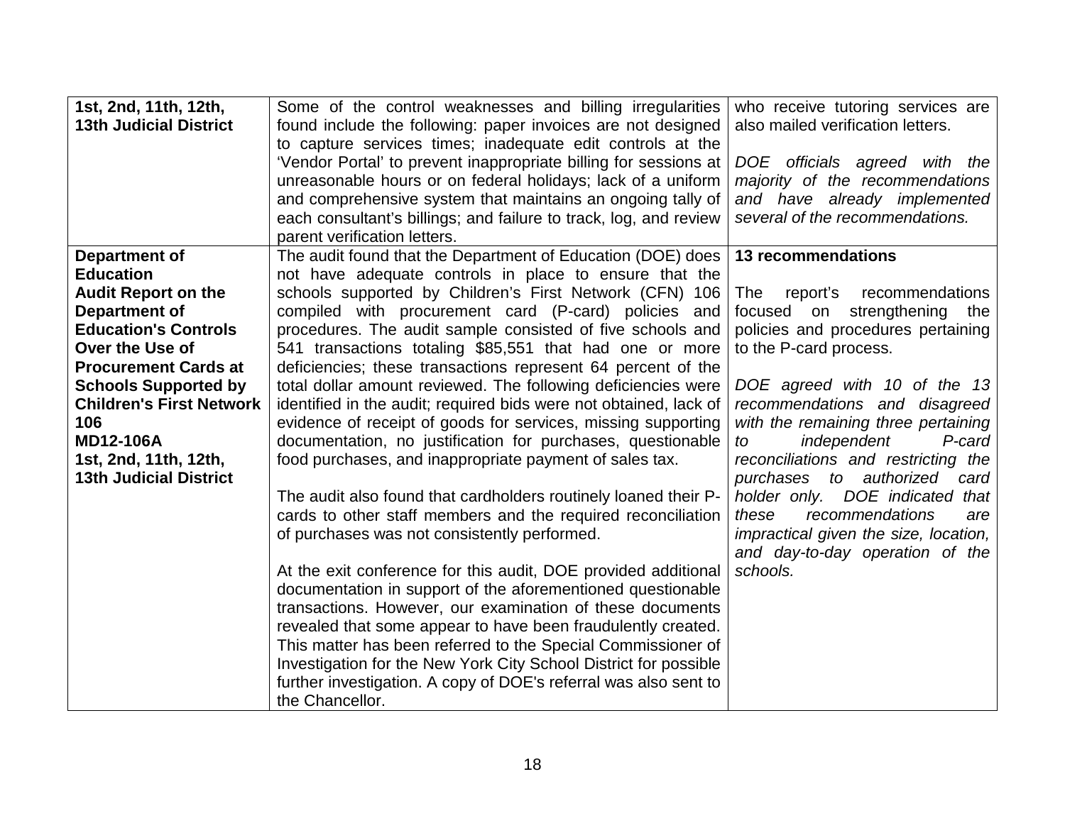| | | |
|---|---|---|
| **1st, 2nd, 11th, 12th, 13th Judicial District** | Some of the control weaknesses and billing irregularities found include the following: paper invoices are not designed to capture services times; inadequate edit controls at the 'Vendor Portal' to prevent inappropriate billing for sessions at unreasonable hours or on federal holidays; lack of a uniform and comprehensive system that maintains an ongoing tally of each consultant's billings; and failure to track, log, and review parent verification letters. | who receive tutoring services are also mailed verification letters.<br><br>*DOE officials agreed with the majority of the recommendations and have already implemented several of the recommendations.* |
| **Department of Education**<br>**Audit Report on the Department of Education's Controls Over the Use of Procurement Cards at Schools Supported by Children's First Network 106**<br>**MD12-106A**<br>**1st, 2nd, 11th, 12th, 13th Judicial District** | The audit found that the Department of Education (DOE) does not have adequate controls in place to ensure that the schools supported by Children's First Network (CFN) 106 compiled with procurement card (P-card) policies and procedures. The audit sample consisted of five schools and 541 transactions totaling $85,551 that had one or more deficiencies; these transactions represent 64 percent of the total dollar amount reviewed. The following deficiencies were identified in the audit; required bids were not obtained, lack of evidence of receipt of goods for services, missing supporting documentation, no justification for purchases, questionable food purchases, and inappropriate payment of sales tax.<br><br>The audit also found that cardholders routinely loaned their P-cards to other staff members and the required reconciliation of purchases was not consistently performed.<br><br>At the exit conference for this audit, DOE provided additional documentation in support of the aforementioned questionable transactions. However, our examination of these documents revealed that some appear to have been fraudulently created. This matter has been referred to the Special Commissioner of Investigation for the New York City School District for possible further investigation. A copy of DOE's referral was also sent to the Chancellor. | **13 recommendations**<br><br>The report's recommendations focused on strengthening the policies and procedures pertaining to the P-card process.<br><br>*DOE agreed with 10 of the 13 recommendations and disagreed with the remaining three pertaining to independent P-card reconciliations and restricting the purchases to authorized card holder only. DOE indicated that these recommendations are impractical given the size, location, and day-to-day operation of the schools.* |